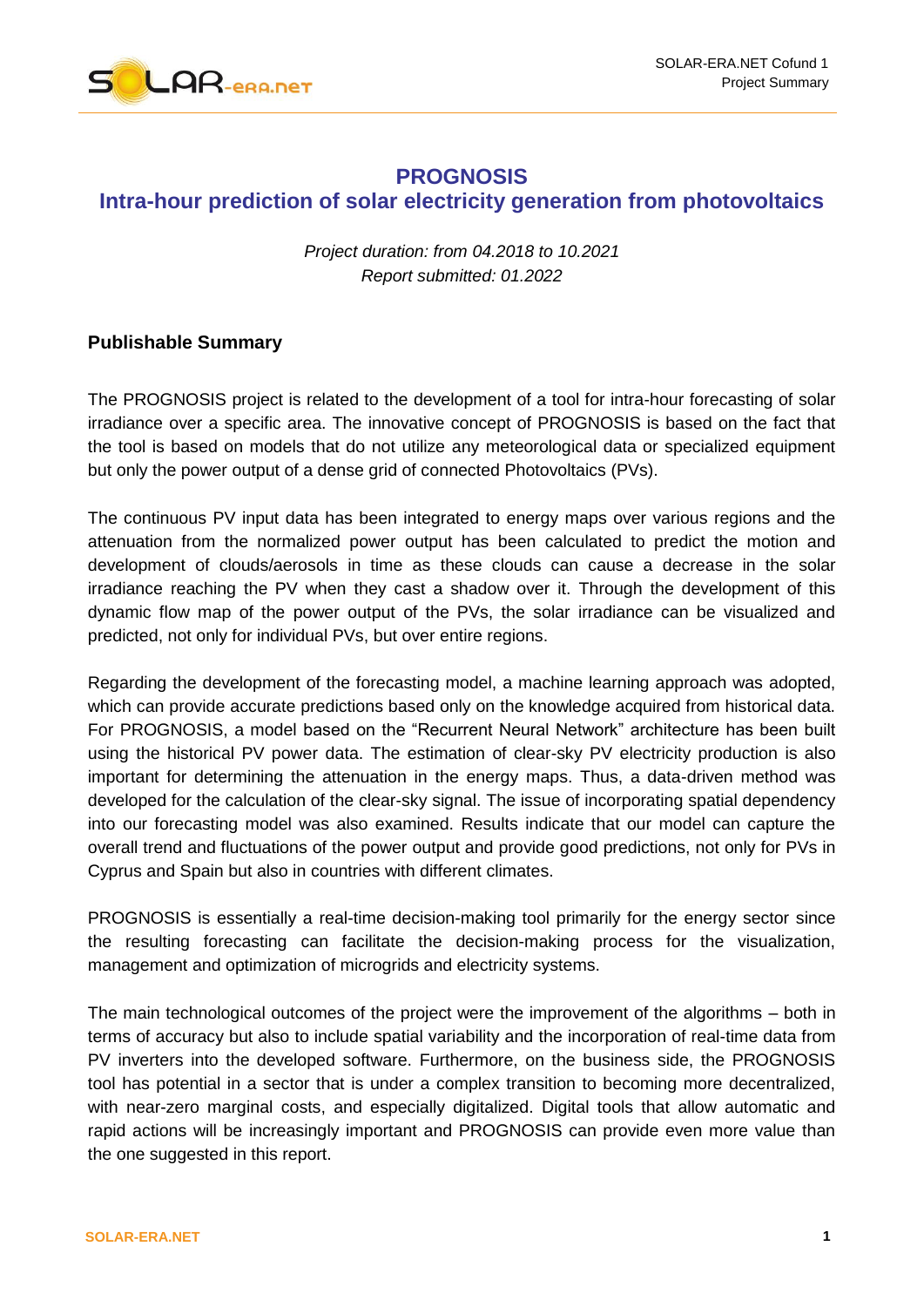# PROGNOSIS

## Intra-hour prediction of solar electricity generation from photovoltaics

*Project duration: from 04.2018 to 10.2021*
*Report submitted: 01.2022*

### Publishable Summary

The PROGNOSIS project is related to the development of a tool for intra-hour forecasting of solar irradiance over a specific area. The innovative concept of PROGNOSIS is based on the fact that the tool is based on models that do not utilize any meteorological data or specialized equipment but only the power output of a dense grid of connected Photovoltaics (PVs).

The continuous PV input data has been integrated to energy maps over various regions and the attenuation from the normalized power output has been calculated to predict the motion and development of clouds/aerosols in time as these clouds can cause a decrease in the solar irradiance reaching the PV when they cast a shadow over it. Through the development of this dynamic flow map of the power output of the PVs, the solar irradiance can be visualized and predicted, not only for individual PVs, but over entire regions.

Regarding the development of the forecasting model, a machine learning approach was adopted, which can provide accurate predictions based only on the knowledge acquired from historical data. For PROGNOSIS, a model based on the "Recurrent Neural Network" architecture has been built using the historical PV power data. The estimation of clear-sky PV electricity production is also important for determining the attenuation in the energy maps. Thus, a data-driven method was developed for the calculation of the clear-sky signal. The issue of incorporating spatial dependency into our forecasting model was also examined. Results indicate that our model can capture the overall trend and fluctuations of the power output and provide good predictions, not only for PVs in Cyprus and Spain but also in countries with different climates.

PROGNOSIS is essentially a real-time decision-making tool primarily for the energy sector since the resulting forecasting can facilitate the decision-making process for the visualization, management and optimization of microgrids and electricity systems.

The main technological outcomes of the project were the improvement of the algorithms – both in terms of accuracy but also to include spatial variability and the incorporation of real-time data from PV inverters into the developed software. Furthermore, on the business side, the PROGNOSIS tool has potential in a sector that is under a complex transition to becoming more decentralized, with near-zero marginal costs, and especially digitalized. Digital tools that allow automatic and rapid actions will be increasingly important and PROGNOSIS can provide even more value than the one suggested in this report.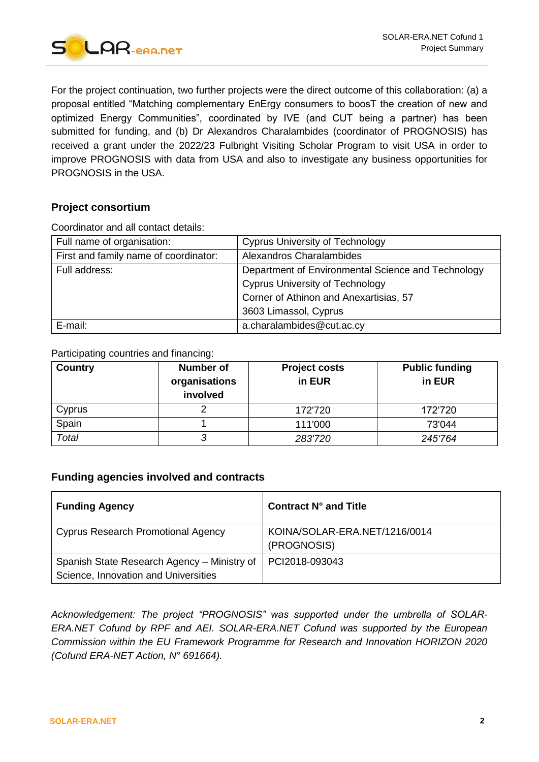For the project continuation, two further projects were the direct outcome of this collaboration: (a) a proposal entitled "Matching complementary EnErgy consumers to boosT the creation of new and optimized Energy Communities", coordinated by IVE (and CUT being a partner) has been submitted for funding, and (b) Dr Alexandros Charalambides (coordinator of PROGNOSIS) has received a grant under the 2022/23 Fulbright Visiting Scholar Program to visit USA in order to improve PROGNOSIS with data from USA and also to investigate any business opportunities for PROGNOSIS in the USA.

## Project consortium

Coordinator and all contact details:

| | |
|---|---|
| Full name of organisation: | Cyprus University of Technology |
| First and family name of coordinator: | Alexandros Charalambides |
| Full address: | Department of Environmental Science and Technology<br>Cyprus University of Technology<br>Corner of Athinon and Anexartisias, 57<br>3603 Limassol, Cyprus |
| E-mail: | a.charalambides@cut.ac.cy |

Participating countries and financing:

| Country | Number of organisations involved | Project costs in EUR | Public funding in EUR |
|---|---|---|---|
| Cyprus | 2 | 172'720 | 172'720 |
| Spain | 1 | 111'000 | 73'044 |
| *Total* | *3* | *283'720* | *245'764* |

## Funding agencies involved and contracts

| Funding Agency | Contract N° and Title |
|---|---|
| Cyprus Research Promotional Agency | KOINA/SOLAR-ERA.NET/1216/0014 (PROGNOSIS) |
| Spanish State Research Agency – Ministry of Science, Innovation and Universities | PCI2018-093043 |

*Acknowledgement: The project "PROGNOSIS" was supported under the umbrella of SOLAR-ERA.NET Cofund by RPF and AEI. SOLAR-ERA.NET Cofund was supported by the European Commission within the EU Framework Programme for Research and Innovation HORIZON 2020 (Cofund ERA-NET Action, N° 691664).*